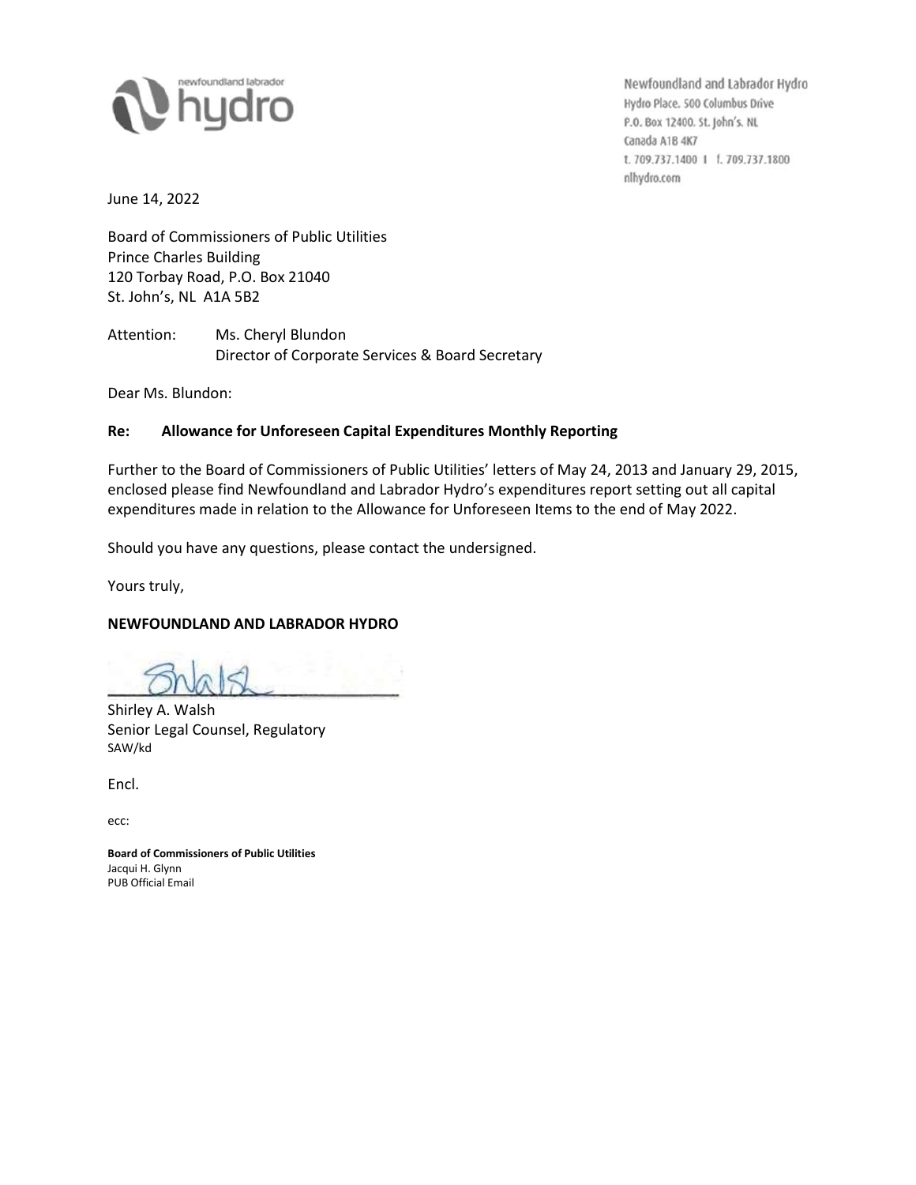newfoundland labrador **hydro**

Newfoundland and Labrador Hydro
Hydro Place. 500 Columbus Drive
P.O. Box 12400. St. John's. NL
Canada A1B 4K7
t. 709.737.1400 | f. 709.737.1800
nlhydro.com

June 14, 2022

Board of Commissioners of Public Utilities
Prince Charles Building
120 Torbay Road, P.O. Box 21040
St. John's, NL A1A 5B2

Attention: Ms. Cheryl Blundon
Director of Corporate Services & Board Secretary

Dear Ms. Blundon:

**Re: Allowance for Unforeseen Capital Expenditures Monthly Reporting**

Further to the Board of Commissioners of Public Utilities' letters of May 24, 2013 and January 29, 2015, enclosed please find Newfoundland and Labrador Hydro's expenditures report setting out all capital expenditures made in relation to the Allowance for Unforeseen Items to the end of May 2022.

Should you have any questions, please contact the undersigned.

Yours truly,

**NEWFOUNDLAND AND LABRADOR HYDRO**

Shirley A. Walsh
Senior Legal Counsel, Regulatory
SAW/kd

Encl.

ecc:

**Board of Commissioners of Public Utilities**
Jacqui H. Glynn
PUB Official Email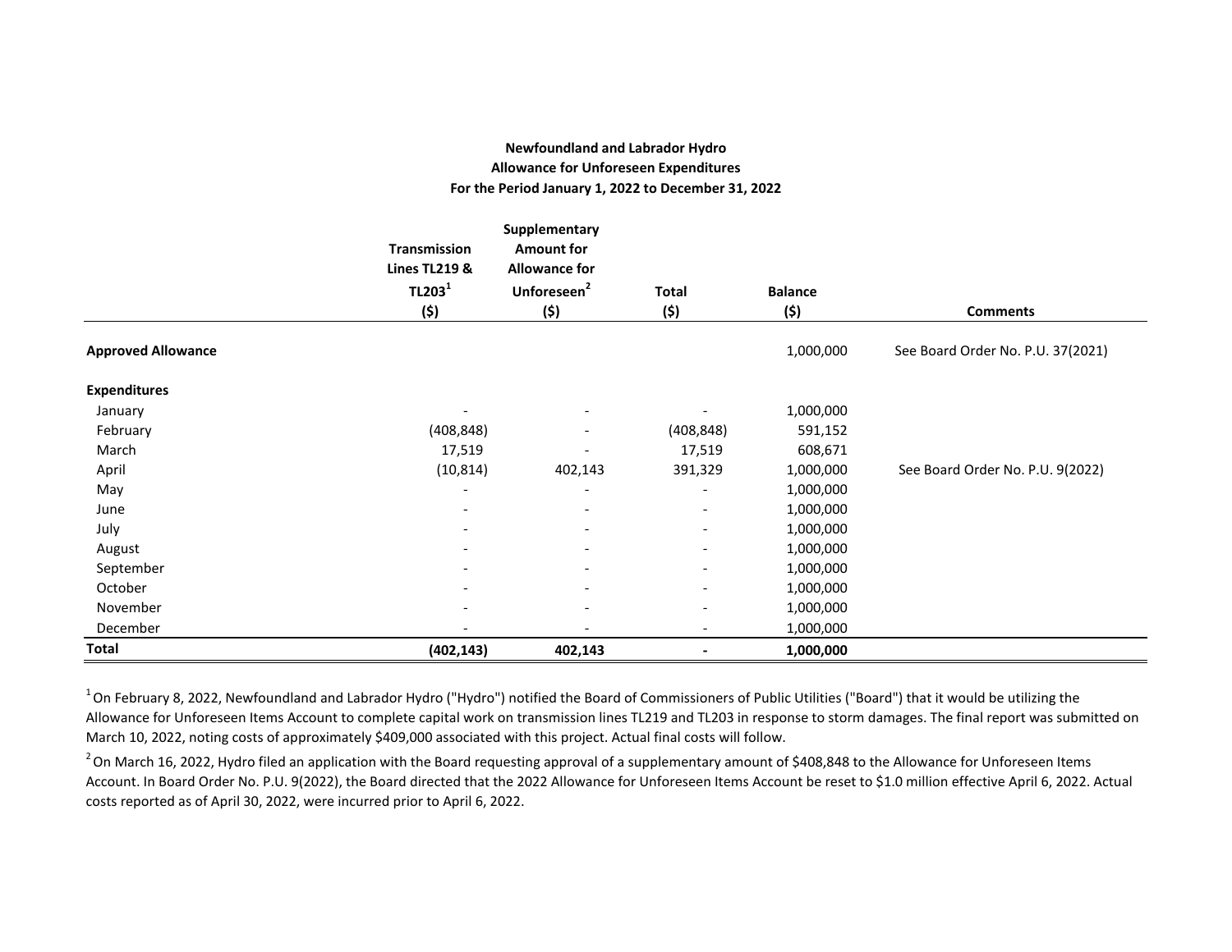**Newfoundland and Labrador Hydro**
**Allowance for Unforeseen Expenditures**
**For the Period January 1, 2022 to December 31, 2022**

| | Transmission Lines TL219 & TL203[1] ($) | Supplementary Amount for Allowance for Unforeseen[2] ($) | Total ($) | Balance ($) | Comments |
|---|---|---|---|---|---|
| **Approved Allowance** | | | | 1,000,000 | See Board Order No. P.U. 37(2021) |
| **Expenditures** | | | | | |
| January | - | - | - | 1,000,000 | |
| February | (408,848) | - | (408,848) | 591,152 | |
| March | 17,519 | - | 17,519 | 608,671 | |
| April | (10,814) | 402,143 | 391,329 | 1,000,000 | See Board Order No. P.U. 9(2022) |
| May | - | - | - | 1,000,000 | |
| June | - | - | - | 1,000,000 | |
| July | - | - | - | 1,000,000 | |
| August | - | - | - | 1,000,000 | |
| September | - | - | - | 1,000,000 | |
| October | - | - | - | 1,000,000 | |
| November | - | - | - | 1,000,000 | |
| December | - | - | - | 1,000,000 | |
| **Total** | **(402,143)** | **402,143** | **-** | **1,000,000** | |

[1] On February 8, 2022, Newfoundland and Labrador Hydro ("Hydro") notified the Board of Commissioners of Public Utilities ("Board") that it would be utilizing the Allowance for Unforeseen Items Account to complete capital work on transmission lines TL219 and TL203 in response to storm damages. The final report was submitted on March 10, 2022, noting costs of approximately $409,000 associated with this project. Actual final costs will follow.

[2] On March 16, 2022, Hydro filed an application with the Board requesting approval of a supplementary amount of $408,848 to the Allowance for Unforeseen Items Account. In Board Order No. P.U. 9(2022), the Board directed that the 2022 Allowance for Unforeseen Items Account be reset to $1.0 million effective April 6, 2022. Actual costs reported as of April 30, 2022, were incurred prior to April 6, 2022.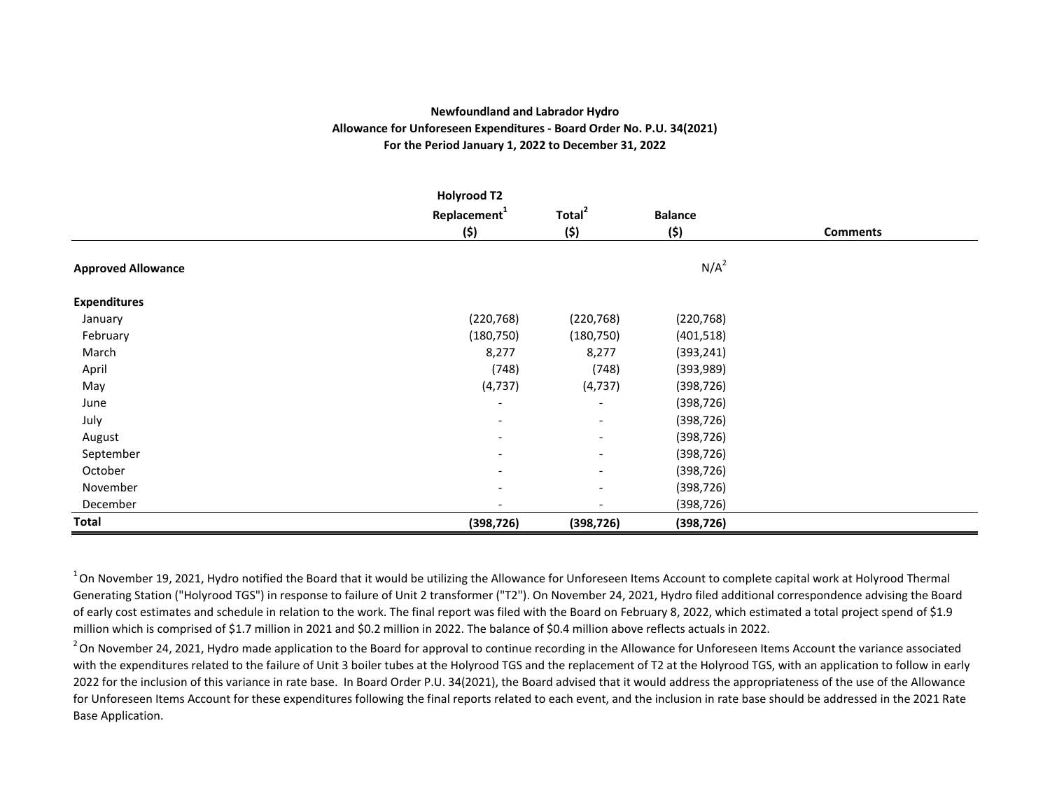**Newfoundland and Labrador Hydro**
**Allowance for Unforeseen Expenditures - Board Order No. P.U. 34(2021)**
**For the Period January 1, 2022 to December 31, 2022**

| | Holyrood T2 Replacement[1] ($) | Total[2] ($) | Balance ($) | Comments |
|---|---|---|---|---|
| **Approved Allowance** | | | N/A[2] | |
| **Expenditures** | | | | |
| January | (220,768) | (220,768) | (220,768) | |
| February | (180,750) | (180,750) | (401,518) | |
| March | 8,277 | 8,277 | (393,241) | |
| April | (748) | (748) | (393,989) | |
| May | (4,737) | (4,737) | (398,726) | |
| June | - | - | (398,726) | |
| July | - | - | (398,726) | |
| August | - | - | (398,726) | |
| September | - | - | (398,726) | |
| October | - | - | (398,726) | |
| November | - | - | (398,726) | |
| December | - | - | (398,726) | |
| **Total** | **(398,726)** | **(398,726)** | **(398,726)** | |

[1] On November 19, 2021, Hydro notified the Board that it would be utilizing the Allowance for Unforeseen Items Account to complete capital work at Holyrood Thermal Generating Station ("Holyrood TGS") in response to failure of Unit 2 transformer ("T2"). On November 24, 2021, Hydro filed additional correspondence advising the Board of early cost estimates and schedule in relation to the work. The final report was filed with the Board on February 8, 2022, which estimated a total project spend of $1.9 million which is comprised of $1.7 million in 2021 and $0.2 million in 2022. The balance of $0.4 million above reflects actuals in 2022.

[2] On November 24, 2021, Hydro made application to the Board for approval to continue recording in the Allowance for Unforeseen Items Account the variance associated with the expenditures related to the failure of Unit 3 boiler tubes at the Holyrood TGS and the replacement of T2 at the Holyrood TGS, with an application to follow in early 2022 for the inclusion of this variance in rate base. In Board Order P.U. 34(2021), the Board advised that it would address the appropriateness of the use of the Allowance for Unforeseen Items Account for these expenditures following the final reports related to each event, and the inclusion in rate base should be addressed in the 2021 Rate Base Application.